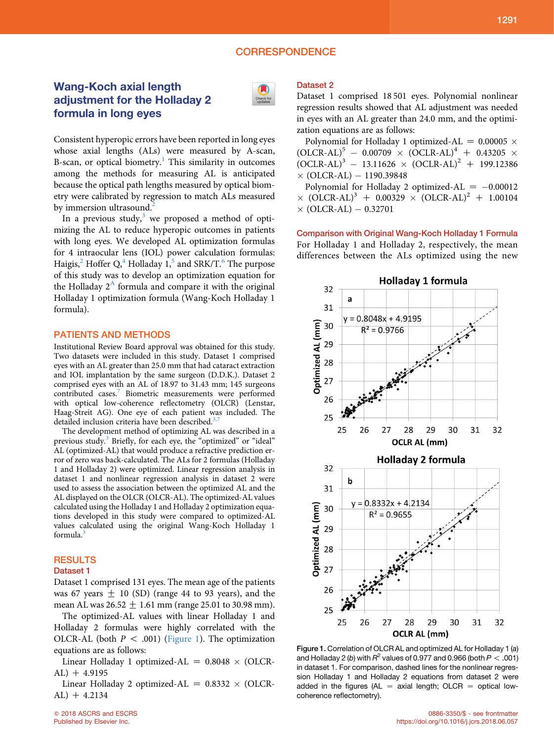CORRESPONDENCE

# Wang-Koch axial length adjustment for the Holladay 2 formula in long eyes

Consistent hyperopic errors have been reported in long eyes whose axial lengths (ALs) were measured by A-scan, B-scan, or optical biometry.[1] This similarity in outcomes among the methods for measuring AL is anticipated because the optical path lengths measured by optical biometry were calibrated by regression to match ALs measured by immersion ultrasound.[2]

In a previous study,[3] we proposed a method of optimizing the AL to reduce hyperopic outcomes in patients with long eyes. We developed AL optimization formulas for 4 intraocular lens (IOL) power calculation formulas: Haigis,[2] Hoffer Q,[4] Holladay 1,[5] and SRK/T.[6] The purpose of this study was to develop an optimization equation for the Holladay 2[A] formula and compare it with the original Holladay 1 optimization formula (Wang-Koch Holladay 1 formula).

## PATIENTS AND METHODS

Institutional Review Board approval was obtained for this study. Two datasets were included in this study. Dataset 1 comprised eyes with an AL greater than 25.0 mm that had cataract extraction and IOL implantation by the same surgeon (D.D.K.). Dataset 2 comprised eyes with an AL of 18.97 to 31.43 mm; 145 surgeons contributed cases.[7] Biometric measurements were performed with optical low-coherence reflectometry (OLCR) (Lenstar, Haag-Streit AG). One eye of each patient was included. The detailed inclusion criteria have been described.[3,7]

The development method of optimizing AL was described in a previous study.[3] Briefly, for each eye, the "optimized" or "ideal" AL (optimized-AL) that would produce a refractive prediction error of zero was back-calculated. The ALs for 2 formulas (Holladay 1 and Holladay 2) were optimized. Linear regression analysis in dataset 1 and nonlinear regression analysis in dataset 2 were used to assess the association between the optimized AL and the AL displayed on the OLCR (OLCR-AL). The optimized-AL values calculated using the Holladay 1 and Holladay 2 optimization equations developed in this study were compared to optimized-AL values calculated using the original Wang-Koch Holladay 1 formula.[3]

## RESULTS

### Dataset 1

Dataset 1 comprised 131 eyes. The mean age of the patients was 67 years ± 10 (SD) (range 44 to 93 years), and the mean AL was 26.52 ± 1.61 mm (range 25.01 to 30.98 mm).

The optimized-AL values with linear Holladay 1 and Holladay 2 formulas were highly correlated with the OLCR-AL (both $P < .001$) (Figure 1). The optimization equations are as follows:

Linear Holladay 1 optimized-AL = 0.8048 × (OLCR-AL) + 4.9195

Linear Holladay 2 optimized-AL = 0.8332 × (OLCR-AL) + 4.2134

### Dataset 2

Dataset 1 comprised 18 501 eyes. Polynomial nonlinear regression results showed that AL adjustment was needed in eyes with an AL greater than 24.0 mm, and the optimization equations are as follows:

Polynomial for Holladay 1 optimized-AL = 0.00005 × $(\text{OLCR-AL})^5$ − 0.00709 × $(\text{OLCR-AL})^4$ + 0.43205 × $(\text{OLCR-AL})^3$ − 13.11626 × $(\text{OLCR-AL})^2$ + 199.12386 × (OLCR-AL) − 1190.39848

Polynomial for Holladay 2 optimized-AL = −0.00012 × $(\text{OLCR-AL})^3$ + 0.00329 × $(\text{OLCR-AL})^2$ + 1.00104 × (OLCR-AL) − 0.32701

### Comparison with Original Wang-Koch Holladay 1 Formula

For Holladay 1 and Holladay 2, respectively, the mean differences between the ALs optimized using the new

Figure 1. Correlation of OLCR AL and optimized AL for Holladay 1 (*a*) and Holladay 2 (*b*) with $R^2$ values of 0.977 and 0.966 (both $P < .001$) in dataset 1. For comparison, dashed lines for the nonlinear regression Holladay 1 and Holladay 2 equations from dataset 2 were added in the figures (AL = axial length; OLCR = optical low-coherence reflectometry).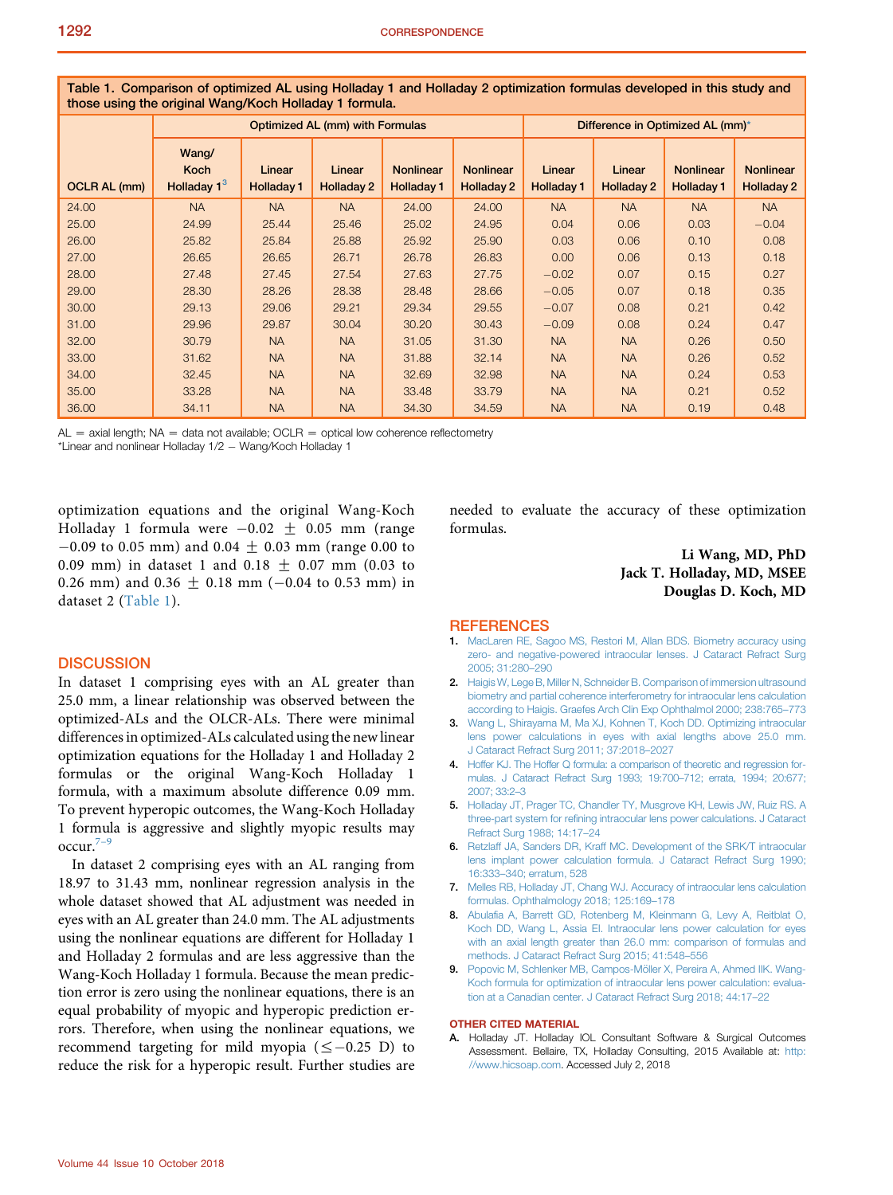Table 1. Comparison of optimized AL using Holladay 1 and Holladay 2 optimization formulas developed in this study and those using the original Wang/Koch Holladay 1 formula.

| | Optimized AL (mm) with Formulas | | | | | Difference in Optimized AL (mm)* | | | |
|---|---|---|---|---|---|---|---|---|---|
| OCLR AL (mm) | Wang/Koch Holladay 1[3] | Linear Holladay 1 | Linear Holladay 2 | Nonlinear Holladay 1 | Nonlinear Holladay 2 | Linear Holladay 1 | Linear Holladay 2 | Nonlinear Holladay 1 | Nonlinear Holladay 2 |
| 24.00 | NA | NA | NA | 24.00 | 24.00 | NA | NA | NA | NA |
| 25.00 | 24.99 | 25.44 | 25.46 | 25.02 | 24.95 | 0.04 | 0.06 | 0.03 | −0.04 |
| 26.00 | 25.82 | 25.84 | 25.88 | 25.92 | 25.90 | 0.03 | 0.06 | 0.10 | 0.08 |
| 27.00 | 26.65 | 26.65 | 26.71 | 26.78 | 26.83 | 0.00 | 0.06 | 0.13 | 0.18 |
| 28.00 | 27.48 | 27.45 | 27.54 | 27.63 | 27.75 | −0.02 | 0.07 | 0.15 | 0.27 |
| 29.00 | 28.30 | 28.26 | 28.38 | 28.48 | 28.66 | −0.05 | 0.07 | 0.18 | 0.35 |
| 30.00 | 29.13 | 29.06 | 29.21 | 29.34 | 29.55 | −0.07 | 0.08 | 0.21 | 0.42 |
| 31.00 | 29.96 | 29.87 | 30.04 | 30.20 | 30.43 | −0.09 | 0.08 | 0.24 | 0.47 |
| 32.00 | 30.79 | NA | NA | 31.05 | 31.30 | NA | NA | 0.26 | 0.50 |
| 33.00 | 31.62 | NA | NA | 31.88 | 32.14 | NA | NA | 0.26 | 0.52 |
| 34.00 | 32.45 | NA | NA | 32.69 | 32.98 | NA | NA | 0.24 | 0.53 |
| 35.00 | 33.28 | NA | NA | 33.48 | 33.79 | NA | NA | 0.21 | 0.52 |
| 36.00 | 34.11 | NA | NA | 34.30 | 34.59 | NA | NA | 0.19 | 0.48 |

AL = axial length; NA = data not available; OCLR = optical low coherence reflectometry
*Linear and nonlinear Holladay 1/2 − Wang/Koch Holladay 1

optimization equations and the original Wang-Koch Holladay 1 formula were −0.02 ± 0.05 mm (range −0.09 to 0.05 mm) and 0.04 ± 0.03 mm (range 0.00 to 0.09 mm) in dataset 1 and 0.18 ± 0.07 mm (0.03 to 0.26 mm) and 0.36 ± 0.18 mm (−0.04 to 0.53 mm) in dataset 2 (Table 1).

## DISCUSSION

In dataset 1 comprising eyes with an AL greater than 25.0 mm, a linear relationship was observed between the optimized-ALs and the OLCR-ALs. There were minimal differences in optimized-ALs calculated using the new linear optimization equations for the Holladay 1 and Holladay 2 formulas or the original Wang-Koch Holladay 1 formula, with a maximum absolute difference 0.09 mm. To prevent hyperopic outcomes, the Wang-Koch Holladay 1 formula is aggressive and slightly myopic results may occur.[7–9]

In dataset 2 comprising eyes with an AL ranging from 18.97 to 31.43 mm, nonlinear regression analysis in the whole dataset showed that AL adjustment was needed in eyes with an AL greater than 24.0 mm. The AL adjustments using the nonlinear equations are different for Holladay 1 and Holladay 2 formulas and are less aggressive than the Wang-Koch Holladay 1 formula. Because the mean prediction error is zero using the nonlinear equations, there is an equal probability of myopic and hyperopic prediction errors. Therefore, when using the nonlinear equations, we recommend targeting for mild myopia (≤−0.25 D) to reduce the risk for a hyperopic result. Further studies are needed to evaluate the accuracy of these optimization formulas.

**Li Wang, MD, PhD**
**Jack T. Holladay, MD, MSEE**
**Douglas D. Koch, MD**

## REFERENCES

1. MacLaren RE, Sagoo MS, Restori M, Allan BDS. Biometry accuracy using zero- and negative-powered intraocular lenses. J Cataract Refract Surg 2005; 31:280–290
2. Haigis W, Lege B, Miller N, Schneider B. Comparison of immersion ultrasound biometry and partial coherence interferometry for intraocular lens calculation according to Haigis. Graefes Arch Clin Exp Ophthalmol 2000; 238:765–773
3. Wang L, Shirayama M, Ma XJ, Kohnen T, Koch DD. Optimizing intraocular lens power calculations in eyes with axial lengths above 25.0 mm. J Cataract Refract Surg 2011; 37:2018–2027
4. Hoffer KJ. The Hoffer Q formula: a comparison of theoretic and regression formulas. J Cataract Refract Surg 1993; 19:700–712; errata, 1994; 20:677; 2007; 33:2–3
5. Holladay JT, Prager TC, Chandler TY, Musgrove KH, Lewis JW, Ruiz RS. A three-part system for refining intraocular lens power calculations. J Cataract Refract Surg 1988; 14:17–24
6. Retzlaff JA, Sanders DR, Kraff MC. Development of the SRK/T intraocular lens implant power calculation formula. J Cataract Refract Surg 1990; 16:333–340; erratum, 528
7. Melles RB, Holladay JT, Chang WJ. Accuracy of intraocular lens calculation formulas. Ophthalmology 2018; 125:169–178
8. Abulafia A, Barrett GD, Rotenberg M, Kleinmann G, Levy A, Reitblat O, Koch DD, Wang L, Assia EI. Intraocular lens power calculation for eyes with an axial length greater than 26.0 mm: comparison of formulas and methods. J Cataract Refract Surg 2015; 41:548–556
9. Popovic M, Schlenker MB, Campos-Möller X, Pereira A, Ahmed IIK. Wang-Koch formula for optimization of intraocular lens power calculation: evaluation at a Canadian center. J Cataract Refract Surg 2018; 44:17–22

### OTHER CITED MATERIAL

A. Holladay JT. Holladay IOL Consultant Software & Surgical Outcomes Assessment. Bellaire, TX, Holladay Consulting, 2015 Available at: http://www.hicsoap.com. Accessed July 2, 2018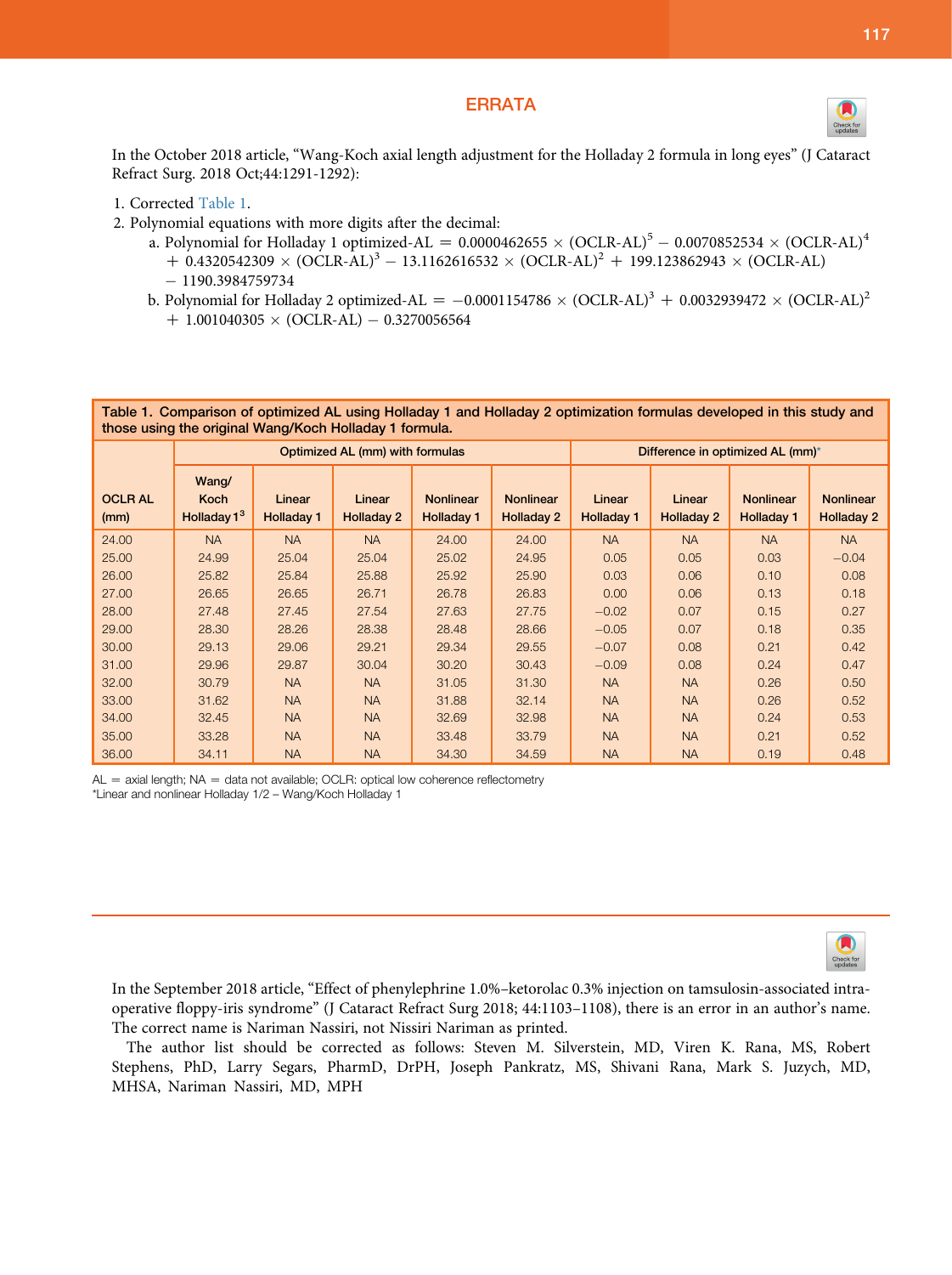# ERRATA

In the October 2018 article, "Wang-Koch axial length adjustment for the Holladay 2 formula in long eyes" (J Cataract Refract Surg. 2018 Oct;44:1291-1292):

1. Corrected Table 1.
2. Polynomial equations with more digits after the decimal:
   a. Polynomial for Holladay 1 optimized-AL $= 0.0000462655 \times (\text{OCLR-AL})^5 - 0.0070852534 \times (\text{OCLR-AL})^4 + 0.4320542309 \times (\text{OCLR-AL})^3 - 13.1162616532 \times (\text{OCLR-AL})^2 + 199.123862943 \times (\text{OCLR-AL}) - 1190.3984759734$
   b. Polynomial for Holladay 2 optimized-AL $= -0.0001154786 \times (\text{OCLR-AL})^3 + 0.0032939472 \times (\text{OCLR-AL})^2 + 1.001040305 \times (\text{OCLR-AL}) - 0.3270056564$

**Table 1. Comparison of optimized AL using Holladay 1 and Holladay 2 optimization formulas developed in this study and those using the original Wang/Koch Holladay 1 formula.**

| | Optimized AL (mm) with formulas | | | | | Difference in optimized AL (mm)* | | | |
|---|---|---|---|---|---|---|---|---|---|
| OCLR AL (mm) | Wang/Koch Holladay 1[3] | Linear Holladay 1 | Linear Holladay 2 | Nonlinear Holladay 1 | Nonlinear Holladay 2 | Linear Holladay 1 | Linear Holladay 2 | Nonlinear Holladay 1 | Nonlinear Holladay 2 |
| 24.00 | NA | NA | NA | 24.00 | 24.00 | NA | NA | NA | NA |
| 25.00 | 24.99 | 25.04 | 25.04 | 25.02 | 24.95 | 0.05 | 0.05 | 0.03 | −0.04 |
| 26.00 | 25.82 | 25.84 | 25.88 | 25.92 | 25.90 | 0.03 | 0.06 | 0.10 | 0.08 |
| 27.00 | 26.65 | 26.65 | 26.71 | 26.78 | 26.83 | 0.00 | 0.06 | 0.13 | 0.18 |
| 28.00 | 27.48 | 27.45 | 27.54 | 27.63 | 27.75 | −0.02 | 0.07 | 0.15 | 0.27 |
| 29.00 | 28.30 | 28.26 | 28.38 | 28.48 | 28.66 | −0.05 | 0.07 | 0.18 | 0.35 |
| 30.00 | 29.13 | 29.06 | 29.21 | 29.34 | 29.55 | −0.07 | 0.08 | 0.21 | 0.42 |
| 31.00 | 29.96 | 29.87 | 30.04 | 30.20 | 30.43 | −0.09 | 0.08 | 0.24 | 0.47 |
| 32.00 | 30.79 | NA | NA | 31.05 | 31.30 | NA | NA | 0.26 | 0.50 |
| 33.00 | 31.62 | NA | NA | 31.88 | 32.14 | NA | NA | 0.26 | 0.52 |
| 34.00 | 32.45 | NA | NA | 32.69 | 32.98 | NA | NA | 0.24 | 0.53 |
| 35.00 | 33.28 | NA | NA | 33.48 | 33.79 | NA | NA | 0.21 | 0.52 |
| 36.00 | 34.11 | NA | NA | 34.30 | 34.59 | NA | NA | 0.19 | 0.48 |

AL = axial length; NA = data not available; OCLR: optical low coherence reflectometry
*Linear and nonlinear Holladay 1/2 – Wang/Koch Holladay 1

---

In the September 2018 article, "Effect of phenylephrine 1.0%–ketorolac 0.3% injection on tamsulosin-associated intraoperative floppy-iris syndrome" (J Cataract Refract Surg 2018; 44:1103–1108), there is an error in an author's name. The correct name is Nariman Nassiri, not Nissiri Nariman as printed.

The author list should be corrected as follows: Steven M. Silverstein, MD, Viren K. Rana, MS, Robert Stephens, PhD, Larry Segars, PharmD, DrPH, Joseph Pankratz, MS, Shivani Rana, Mark S. Juzych, MD, MHSA, Nariman Nassiri, MD, MPH